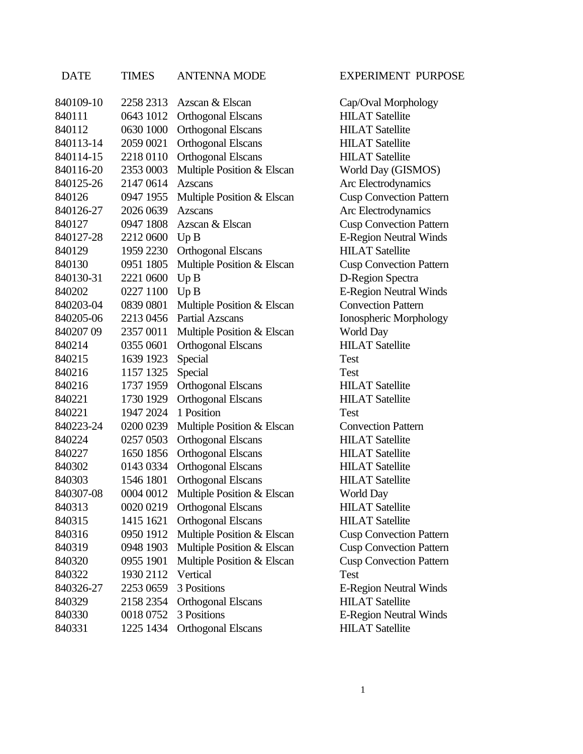| DATE | TIMES | ANTENNA MODE | EXPERIMENT PURPOSE |
| --- | --- | --- | --- |
| 840109-10 | 2258 2313 | Azscan & Elscan | Cap/Oval Morphology |
| 840111 | 0643 1012 | Orthogonal Elscans | HILAT Satellite |
| 840112 | 0630 1000 | Orthogonal Elscans | HILAT Satellite |
| 840113-14 | 2059 0021 | Orthogonal Elscans | HILAT Satellite |
| 840114-15 | 2218 0110 | Orthogonal Elscans | HILAT Satellite |
| 840116-20 | 2353 0003 | Multiple Position & Elscan | World Day (GISMOS) |
| 840125-26 | 2147 0614 | Azscans | Arc Electrodynamics |
| 840126 | 0947 1955 | Multiple Position & Elscan | Cusp Convection Pattern |
| 840126-27 | 2026 0639 | Azscans | Arc Electrodynamics |
| 840127 | 0947 1808 | Azscan & Elscan | Cusp Convection Pattern |
| 840127-28 | 2212 0600 | Up B | E-Region Neutral Winds |
| 840129 | 1959 2230 | Orthogonal Elscans | HILAT Satellite |
| 840130 | 0951 1805 | Multiple Position & Elscan | Cusp Convection Pattern |
| 840130-31 | 2221 0600 | Up B | D-Region Spectra |
| 840202 | 0227 1100 | Up B | E-Region Neutral Winds |
| 840203-04 | 0839 0801 | Multiple Position & Elscan | Convection Pattern |
| 840205-06 | 2213 0456 | Partial Azscans | Ionospheric Morphology |
| 840207 09 | 2357 0011 | Multiple Position & Elscan | World Day |
| 840214 | 0355 0601 | Orthogonal Elscans | HILAT Satellite |
| 840215 | 1639 1923 | Special | Test |
| 840216 | 1157 1325 | Special | Test |
| 840216 | 1737 1959 | Orthogonal Elscans | HILAT Satellite |
| 840221 | 1730 1929 | Orthogonal Elscans | HILAT Satellite |
| 840221 | 1947 2024 | 1 Position | Test |
| 840223-24 | 0200 0239 | Multiple Position & Elscan | Convection Pattern |
| 840224 | 0257 0503 | Orthogonal Elscans | HILAT Satellite |
| 840227 | 1650 1856 | Orthogonal Elscans | HILAT Satellite |
| 840302 | 0143 0334 | Orthogonal Elscans | HILAT Satellite |
| 840303 | 1546 1801 | Orthogonal Elscans | HILAT Satellite |
| 840307-08 | 0004 0012 | Multiple Position & Elscan | World Day |
| 840313 | 0020 0219 | Orthogonal Elscans | HILAT Satellite |
| 840315 | 1415 1621 | Orthogonal Elscans | HILAT Satellite |
| 840316 | 0950 1912 | Multiple Position & Elscan | Cusp Convection Pattern |
| 840319 | 0948 1903 | Multiple Position & Elscan | Cusp Convection Pattern |
| 840320 | 0955 1901 | Multiple Position & Elscan | Cusp Convection Pattern |
| 840322 | 1930 2112 | Vertical | Test |
| 840326-27 | 2253 0659 | 3 Positions | E-Region Neutral Winds |
| 840329 | 2158 2354 | Orthogonal Elscans | HILAT Satellite |
| 840330 | 0018 0752 | 3 Positions | E-Region Neutral Winds |
| 840331 | 1225 1434 | Orthogonal Elscans | HILAT Satellite |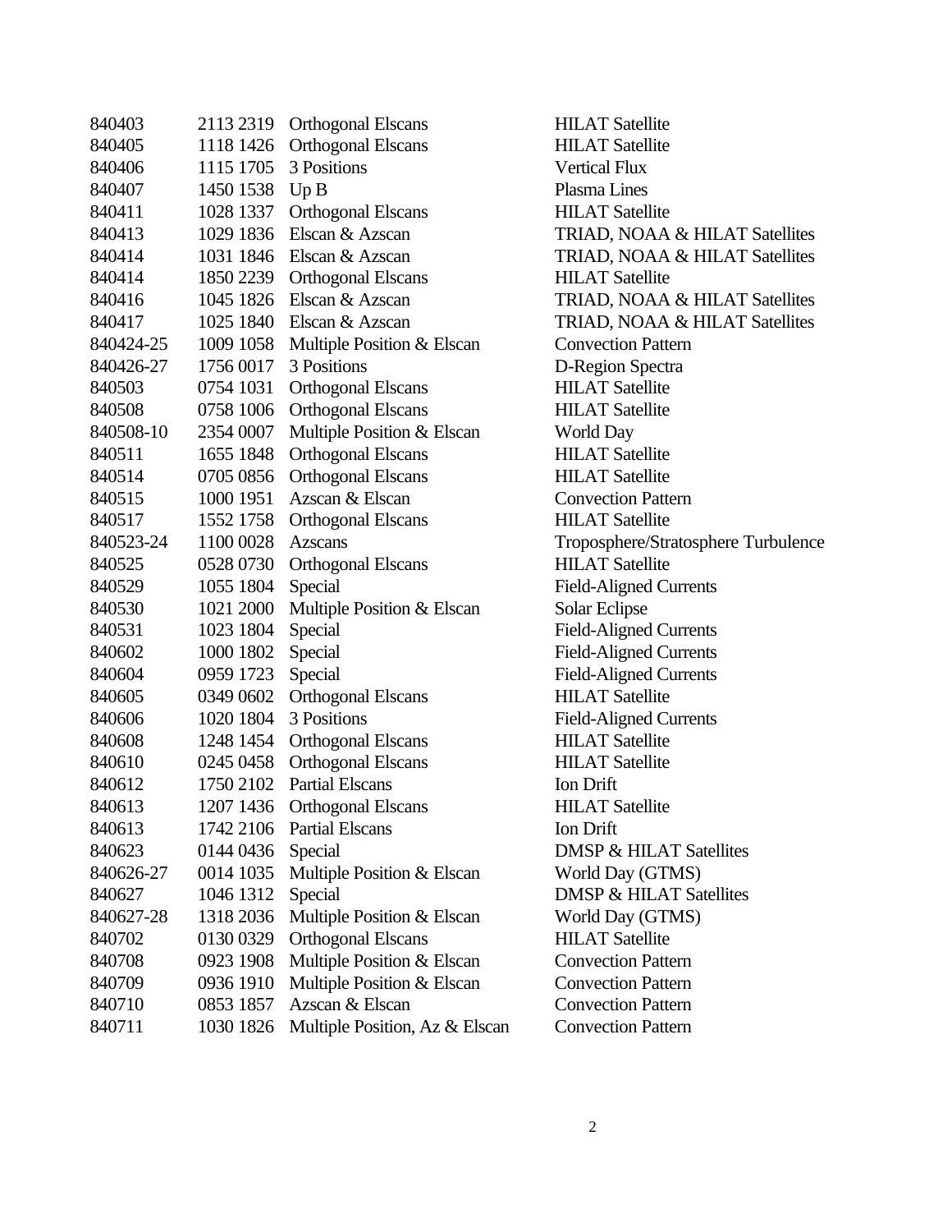| | | | |
|---|---|---|---|
| 840403 | 2113 2319 | Orthogonal Elscans | HILAT Satellite |
| 840405 | 1118 1426 | Orthogonal Elscans | HILAT Satellite |
| 840406 | 1115 1705 | 3 Positions | Vertical Flux |
| 840407 | 1450 1538 | Up B | Plasma Lines |
| 840411 | 1028 1337 | Orthogonal Elscans | HILAT Satellite |
| 840413 | 1029 1836 | Elscan & Azscan | TRIAD, NOAA & HILAT Satellites |
| 840414 | 1031 1846 | Elscan & Azscan | TRIAD, NOAA & HILAT Satellites |
| 840414 | 1850 2239 | Orthogonal Elscans | HILAT Satellite |
| 840416 | 1045 1826 | Elscan & Azscan | TRIAD, NOAA & HILAT Satellites |
| 840417 | 1025 1840 | Elscan & Azscan | TRIAD, NOAA & HILAT Satellites |
| 840424-25 | 1009 1058 | Multiple Position & Elscan | Convection Pattern |
| 840426-27 | 1756 0017 | 3 Positions | D-Region Spectra |
| 840503 | 0754 1031 | Orthogonal Elscans | HILAT Satellite |
| 840508 | 0758 1006 | Orthogonal Elscans | HILAT Satellite |
| 840508-10 | 2354 0007 | Multiple Position & Elscan | World Day |
| 840511 | 1655 1848 | Orthogonal Elscans | HILAT Satellite |
| 840514 | 0705 0856 | Orthogonal Elscans | HILAT Satellite |
| 840515 | 1000 1951 | Azscan & Elscan | Convection Pattern |
| 840517 | 1552 1758 | Orthogonal Elscans | HILAT Satellite |
| 840523-24 | 1100 0028 | Azscans | Troposphere/Stratosphere Turbulence |
| 840525 | 0528 0730 | Orthogonal Elscans | HILAT Satellite |
| 840529 | 1055 1804 | Special | Field-Aligned Currents |
| 840530 | 1021 2000 | Multiple Position & Elscan | Solar Eclipse |
| 840531 | 1023 1804 | Special | Field-Aligned Currents |
| 840602 | 1000 1802 | Special | Field-Aligned Currents |
| 840604 | 0959 1723 | Special | Field-Aligned Currents |
| 840605 | 0349 0602 | Orthogonal Elscans | HILAT Satellite |
| 840606 | 1020 1804 | 3 Positions | Field-Aligned Currents |
| 840608 | 1248 1454 | Orthogonal Elscans | HILAT Satellite |
| 840610 | 0245 0458 | Orthogonal Elscans | HILAT Satellite |
| 840612 | 1750 2102 | Partial Elscans | Ion Drift |
| 840613 | 1207 1436 | Orthogonal Elscans | HILAT Satellite |
| 840613 | 1742 2106 | Partial Elscans | Ion Drift |
| 840623 | 0144 0436 | Special | DMSP & HILAT Satellites |
| 840626-27 | 0014 1035 | Multiple Position & Elscan | World Day (GTMS) |
| 840627 | 1046 1312 | Special | DMSP & HILAT Satellites |
| 840627-28 | 1318 2036 | Multiple Position & Elscan | World Day (GTMS) |
| 840702 | 0130 0329 | Orthogonal Elscans | HILAT Satellite |
| 840708 | 0923 1908 | Multiple Position & Elscan | Convection Pattern |
| 840709 | 0936 1910 | Multiple Position & Elscan | Convection Pattern |
| 840710 | 0853 1857 | Azscan & Elscan | Convection Pattern |
| 840711 | 1030 1826 | Multiple Position, Az & Elscan | Convection Pattern |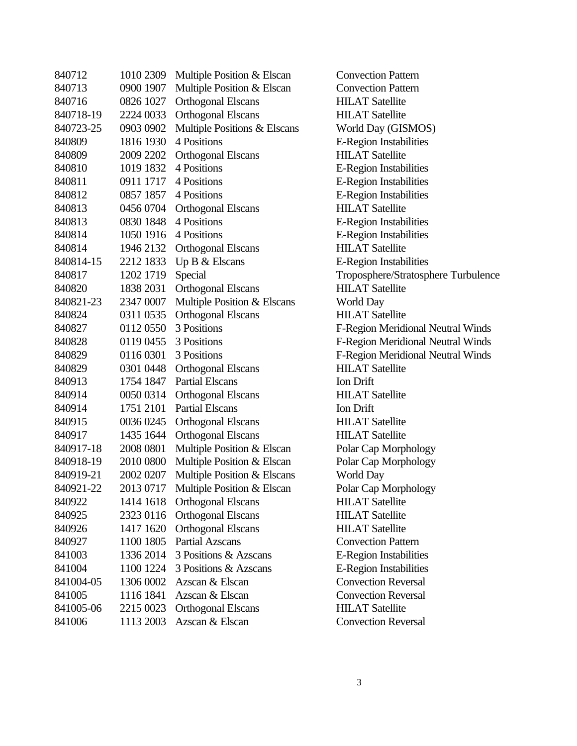| | | | |
|---|---|---|---|
| 840712 | 1010 2309 | Multiple Position & Elscan | Convection Pattern |
| 840713 | 0900 1907 | Multiple Position & Elscan | Convection Pattern |
| 840716 | 0826 1027 | Orthogonal Elscans | HILAT Satellite |
| 840718-19 | 2224 0033 | Orthogonal Elscans | HILAT Satellite |
| 840723-25 | 0903 0902 | Multiple Positions & Elscans | World Day (GISMOS) |
| 840809 | 1816 1930 | 4 Positions | E-Region Instabilities |
| 840809 | 2009 2202 | Orthogonal Elscans | HILAT Satellite |
| 840810 | 1019 1832 | 4 Positions | E-Region Instabilities |
| 840811 | 0911 1717 | 4 Positions | E-Region Instabilities |
| 840812 | 0857 1857 | 4 Positions | E-Region Instabilities |
| 840813 | 0456 0704 | Orthogonal Elscans | HILAT Satellite |
| 840813 | 0830 1848 | 4 Positions | E-Region Instabilities |
| 840814 | 1050 1916 | 4 Positions | E-Region Instabilities |
| 840814 | 1946 2132 | Orthogonal Elscans | HILAT Satellite |
| 840814-15 | 2212 1833 | Up B & Elscans | E-Region Instabilities |
| 840817 | 1202 1719 | Special | Troposphere/Stratosphere Turbulence |
| 840820 | 1838 2031 | Orthogonal Elscans | HILAT Satellite |
| 840821-23 | 2347 0007 | Multiple Position & Elscans | World Day |
| 840824 | 0311 0535 | Orthogonal Elscans | HILAT Satellite |
| 840827 | 0112 0550 | 3 Positions | F-Region Meridional Neutral Winds |
| 840828 | 0119 0455 | 3 Positions | F-Region Meridional Neutral Winds |
| 840829 | 0116 0301 | 3 Positions | F-Region Meridional Neutral Winds |
| 840829 | 0301 0448 | Orthogonal Elscans | HILAT Satellite |
| 840913 | 1754 1847 | Partial Elscans | Ion Drift |
| 840914 | 0050 0314 | Orthogonal Elscans | HILAT Satellite |
| 840914 | 1751 2101 | Partial Elscans | Ion Drift |
| 840915 | 0036 0245 | Orthogonal Elscans | HILAT Satellite |
| 840917 | 1435 1644 | Orthogonal Elscans | HILAT Satellite |
| 840917-18 | 2008 0801 | Multiple Position & Elscan | Polar Cap Morphology |
| 840918-19 | 2010 0800 | Multiple Position & Elscan | Polar Cap Morphology |
| 840919-21 | 2002 0207 | Multiple Position & Elscans | World Day |
| 840921-22 | 2013 0717 | Multiple Position & Elscan | Polar Cap Morphology |
| 840922 | 1414 1618 | Orthogonal Elscans | HILAT Satellite |
| 840925 | 2323 0116 | Orthogonal Elscans | HILAT Satellite |
| 840926 | 1417 1620 | Orthogonal Elscans | HILAT Satellite |
| 840927 | 1100 1805 | Partial Azscans | Convection Pattern |
| 841003 | 1336 2014 | 3 Positions & Azscans | E-Region Instabilities |
| 841004 | 1100 1224 | 3 Positions & Azscans | E-Region Instabilities |
| 841004-05 | 1306 0002 | Azscan & Elscan | Convection Reversal |
| 841005 | 1116 1841 | Azscan & Elscan | Convection Reversal |
| 841005-06 | 2215 0023 | Orthogonal Elscans | HILAT Satellite |
| 841006 | 1113 2003 | Azscan & Elscan | Convection Reversal |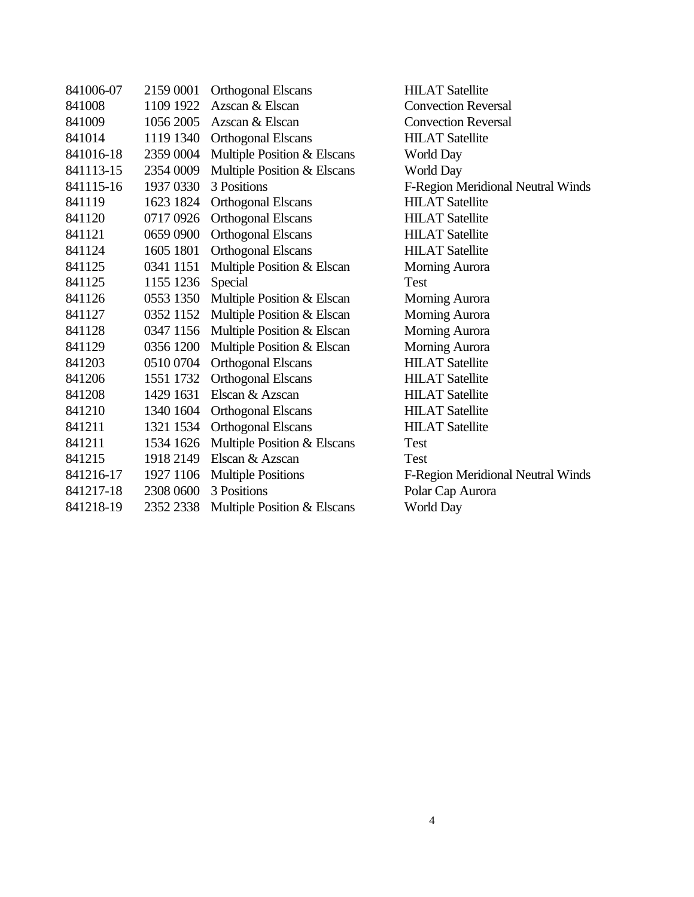| | | | | |
|---|---|---|---|---|
| 841006-07 | 2159 | 0001 | Orthogonal Elscans | HILAT Satellite |
| 841008 | 1109 | 1922 | Azscan & Elscan | Convection Reversal |
| 841009 | 1056 | 2005 | Azscan & Elscan | Convection Reversal |
| 841014 | 1119 | 1340 | Orthogonal Elscans | HILAT Satellite |
| 841016-18 | 2359 | 0004 | Multiple Position & Elscans | World Day |
| 841113-15 | 2354 | 0009 | Multiple Position & Elscans | World Day |
| 841115-16 | 1937 | 0330 | 3 Positions | F-Region Meridional Neutral Winds |
| 841119 | 1623 | 1824 | Orthogonal Elscans | HILAT Satellite |
| 841120 | 0717 | 0926 | Orthogonal Elscans | HILAT Satellite |
| 841121 | 0659 | 0900 | Orthogonal Elscans | HILAT Satellite |
| 841124 | 1605 | 1801 | Orthogonal Elscans | HILAT Satellite |
| 841125 | 0341 | 1151 | Multiple Position & Elscan | Morning Aurora |
| 841125 | 1155 | 1236 | Special | Test |
| 841126 | 0553 | 1350 | Multiple Position & Elscan | Morning Aurora |
| 841127 | 0352 | 1152 | Multiple Position & Elscan | Morning Aurora |
| 841128 | 0347 | 1156 | Multiple Position & Elscan | Morning Aurora |
| 841129 | 0356 | 1200 | Multiple Position & Elscan | Morning Aurora |
| 841203 | 0510 | 0704 | Orthogonal Elscans | HILAT Satellite |
| 841206 | 1551 | 1732 | Orthogonal Elscans | HILAT Satellite |
| 841208 | 1429 | 1631 | Elscan & Azscan | HILAT Satellite |
| 841210 | 1340 | 1604 | Orthogonal Elscans | HILAT Satellite |
| 841211 | 1321 | 1534 | Orthogonal Elscans | HILAT Satellite |
| 841211 | 1534 | 1626 | Multiple Position & Elscans | Test |
| 841215 | 1918 | 2149 | Elscan & Azscan | Test |
| 841216-17 | 1927 | 1106 | Multiple Positions | F-Region Meridional Neutral Winds |
| 841217-18 | 2308 | 0600 | 3 Positions | Polar Cap Aurora |
| 841218-19 | 2352 | 2338 | Multiple Position & Elscans | World Day |